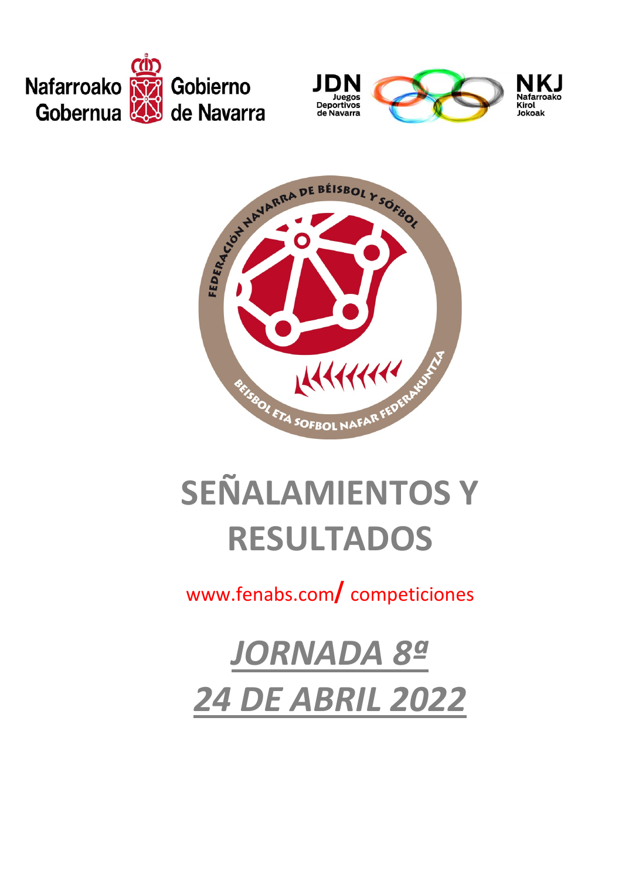Nafarroako Gobernua · Gobierno de Navarra

JDN Juegos Deportivos de Navarra · NKJ Nafarroako Kirol Jokoak

FEDERACIÓN NAVARRA DE BÉISBOL Y SÓFBOL · BEISBOL ETA SOFBOL NAFAR FEDERAKUNTZA

# SEÑALAMIENTOS Y RESULTADOS

www.fenabs.com/ competiciones

## *JORNADA 8ª*
## *24 DE ABRIL 2022*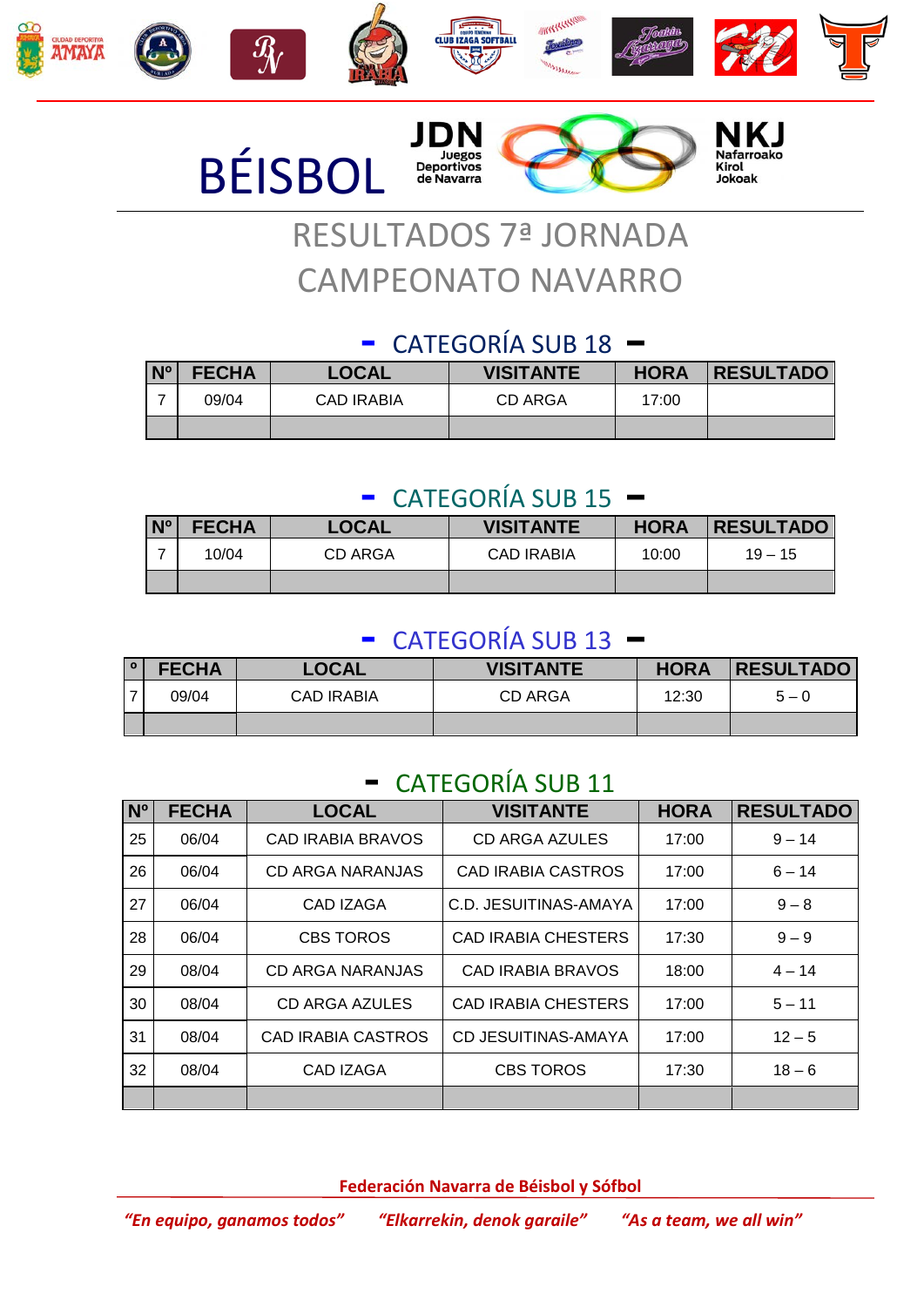# BÉISBOL

JDN Juegos Deportivos de Navarra

NKJ Nafarroako Kirol Jokoak

## RESULTADOS 7ª JORNADA CAMPEONATO NAVARRO

### - CATEGORÍA SUB 18 -

| Nº | FECHA | LOCAL | VISITANTE | HORA | RESULTADO |
|---|---|---|---|---|---|
| 7 | 09/04 | CAD IRABIA | CD ARGA | 17:00 | |
| | | | | | |

### - CATEGORÍA SUB 15 -

| Nº | FECHA | LOCAL | VISITANTE | HORA | RESULTADO |
|---|---|---|---|---|---|
| 7 | 10/04 | CD ARGA | CAD IRABIA | 10:00 | 19 – 15 |
| | | | | | |

### - CATEGORÍA SUB 13 -

| º | FECHA | LOCAL | VISITANTE | HORA | RESULTADO |
|---|---|---|---|---|---|
| 7 | 09/04 | CAD IRABIA | CD ARGA | 12:30 | 5 – 0 |
| | | | | | |

### - CATEGORÍA SUB 11

| Nº | FECHA | LOCAL | VISITANTE | HORA | RESULTADO |
|---|---|---|---|---|---|
| 25 | 06/04 | CAD IRABIA BRAVOS | CD ARGA AZULES | 17:00 | 9 – 14 |
| 26 | 06/04 | CD ARGA NARANJAS | CAD IRABIA CASTROS | 17:00 | 6 – 14 |
| 27 | 06/04 | CAD IZAGA | C.D. JESUITINAS-AMAYA | 17:00 | 9 – 8 |
| 28 | 06/04 | CBS TOROS | CAD IRABIA CHESTERS | 17:30 | 9 – 9 |
| 29 | 08/04 | CD ARGA NARANJAS | CAD IRABIA BRAVOS | 18:00 | 4 – 14 |
| 30 | 08/04 | CD ARGA AZULES | CAD IRABIA CHESTERS | 17:00 | 5 – 11 |
| 31 | 08/04 | CAD IRABIA CASTROS | CD JESUITINAS-AMAYA | 17:00 | 12 – 5 |
| 32 | 08/04 | CAD IZAGA | CBS TOROS | 17:30 | 18 – 6 |
| | | | | | |

**Federación Navarra de Béisbol y Sófbol**

*"En equipo, ganamos todos"* *"Elkarrekin, denok garaile"* *"As a team, we all win"*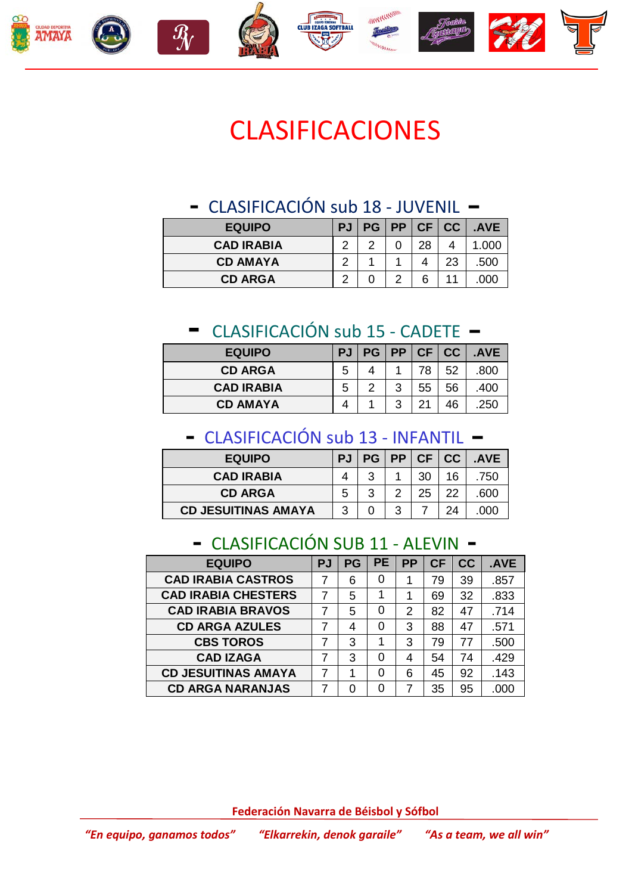# CLASIFICACIONES

## - CLASIFICACIÓN sub 18 - JUVENIL -

| EQUIPO | PJ | PG | PP | CF | CC | .AVE |
|---|---|---|---|---|---|---|
| CAD IRABIA | 2 | 2 | 0 | 28 | 4 | 1.000 |
| CD AMAYA | 2 | 1 | 1 | 4 | 23 | .500 |
| CD ARGA | 2 | 0 | 2 | 6 | 11 | .000 |

## - CLASIFICACIÓN sub 15 - CADETE -

| EQUIPO | PJ | PG | PP | CF | CC | .AVE |
|---|---|---|---|---|---|---|
| CD ARGA | 5 | 4 | 1 | 78 | 52 | .800 |
| CAD IRABIA | 5 | 2 | 3 | 55 | 56 | .400 |
| CD AMAYA | 4 | 1 | 3 | 21 | 46 | .250 |

## - CLASIFICACIÓN sub 13 - INFANTIL -

| EQUIPO | PJ | PG | PP | CF | CC | .AVE |
|---|---|---|---|---|---|---|
| CAD IRABIA | 4 | 3 | 1 | 30 | 16 | .750 |
| CD ARGA | 5 | 3 | 2 | 25 | 22 | .600 |
| CD JESUITINAS AMAYA | 3 | 0 | 3 | 7 | 24 | .000 |

## - CLASIFICACIÓN SUB 11 - ALEVIN -

| EQUIPO | PJ | PG | PE | PP | CF | CC | .AVE |
|---|---|---|---|---|---|---|---|
| CAD IRABIA CASTROS | 7 | 6 | 0 | 1 | 79 | 39 | .857 |
| CAD IRABIA CHESTERS | 7 | 5 | 1 | 1 | 69 | 32 | .833 |
| CAD IRABIA BRAVOS | 7 | 5 | 0 | 2 | 82 | 47 | .714 |
| CD ARGA AZULES | 7 | 4 | 0 | 3 | 88 | 47 | .571 |
| CBS TOROS | 7 | 3 | 1 | 3 | 79 | 77 | .500 |
| CAD IZAGA | 7 | 3 | 0 | 4 | 54 | 74 | .429 |
| CD JESUITINAS AMAYA | 7 | 1 | 0 | 6 | 45 | 92 | .143 |
| CD ARGA NARANJAS | 7 | 0 | 0 | 7 | 35 | 95 | .000 |

**Federación Navarra de Béisbol y Sófbol**

*"En equipo, ganamos todos"* *"Elkarrekin, denok garaile"* *"As a team, we all win"*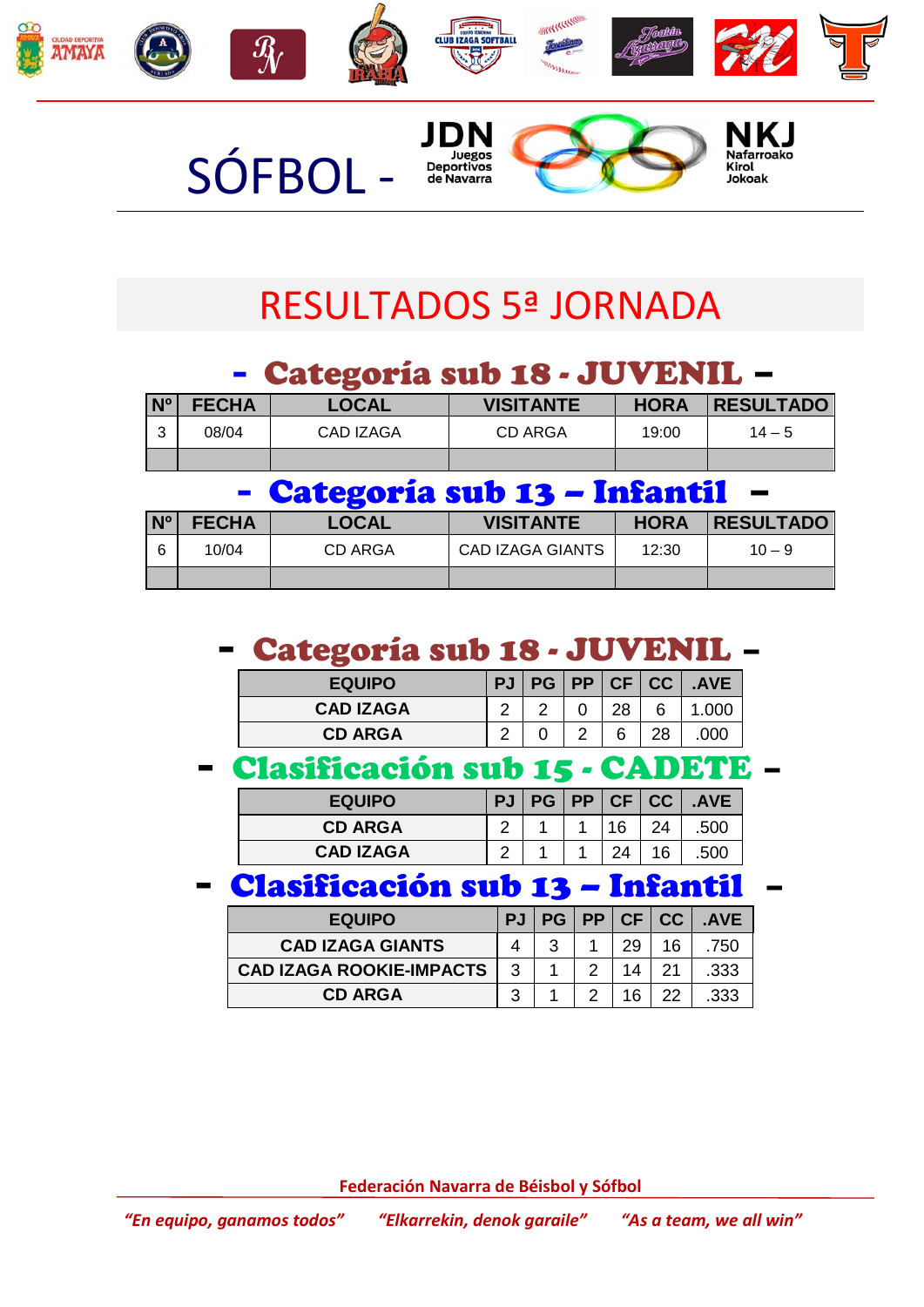# SÓFBOL - JDN Juegos Deportivos de Navarra / NKJ Nafarroako Kirol Jokoak

## RESULTADOS 5ª JORNADA

### - Categoría sub 18 - JUVENIL –

| Nº | FECHA | LOCAL | VISITANTE | HORA | RESULTADO |
|---|---|---|---|---|---|
| 3 | 08/04 | CAD IZAGA | CD ARGA | 19:00 | 14 – 5 |
| | | | | | |

### - Categoría sub 13 – Infantil –

| Nº | FECHA | LOCAL | VISITANTE | HORA | RESULTADO |
|---|---|---|---|---|---|
| 6 | 10/04 | CD ARGA | CAD IZAGA GIANTS | 12:30 | 10 – 9 |
| | | | | | |

### - Categoría sub 18 - JUVENIL –

| EQUIPO | PJ | PG | PP | CF | CC | .AVE |
|---|---|---|---|---|---|---|
| CAD IZAGA | 2 | 2 | 0 | 28 | 6 | 1.000 |
| CD ARGA | 2 | 0 | 2 | 6 | 28 | .000 |

### - Clasificación sub 15 - CADETE –

| EQUIPO | PJ | PG | PP | CF | CC | .AVE |
|---|---|---|---|---|---|---|
| CD ARGA | 2 | 1 | 1 | 16 | 24 | .500 |
| CAD IZAGA | 2 | 1 | 1 | 24 | 16 | .500 |

### - Clasificación sub 13 – Infantil –

| EQUIPO | PJ | PG | PP | CF | CC | .AVE |
|---|---|---|---|---|---|---|
| CAD IZAGA GIANTS | 4 | 3 | 1 | 29 | 16 | .750 |
| CAD IZAGA ROOKIE-IMPACTS | 3 | 1 | 2 | 14 | 21 | .333 |
| CD ARGA | 3 | 1 | 2 | 16 | 22 | .333 |

**Federación Navarra de Béisbol y Sófbol**

*"En equipo, ganamos todos"* *"Elkarrekin, denok garaile"* *"As a team, we all win"*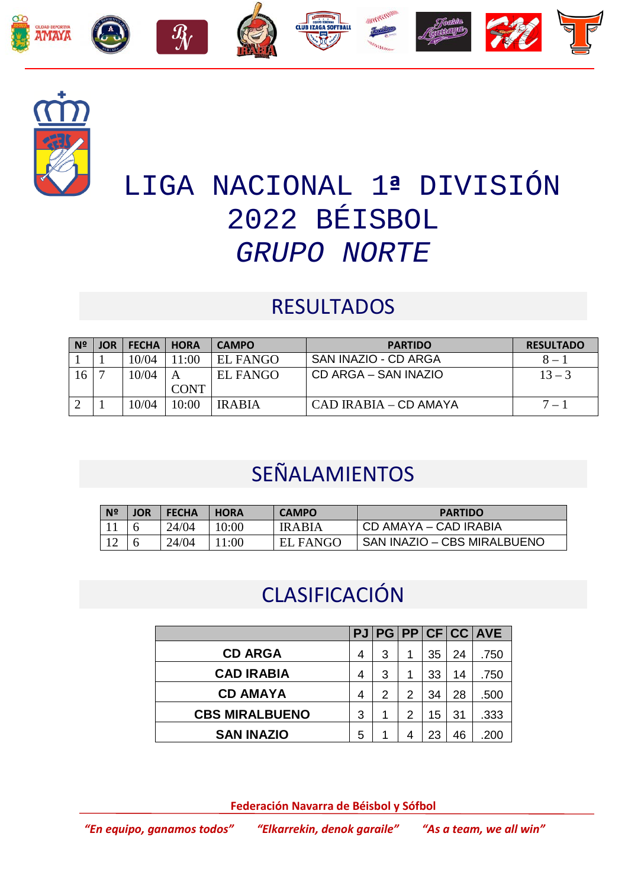# LIGA NACIONAL 1ª DIVISIÓN 2022 BÉISBOL *GRUPO NORTE*

## RESULTADOS

| Nº | JOR | FECHA | HORA | CAMPO | PARTIDO | RESULTADO |
|---|---|---|---|---|---|---|
| 1 | 1 | 10/04 | 11:00 | EL FANGO | SAN INAZIO - CD ARGA | 8 – 1 |
| 16 | 7 | 10/04 | A CONT | EL FANGO | CD ARGA – SAN INAZIO | 13 – 3 |
| 2 | 1 | 10/04 | 10:00 | IRABIA | CAD IRABIA – CD AMAYA | 7 – 1 |

## SEÑALAMIENTOS

| Nº | JOR | FECHA | HORA | CAMPO | PARTIDO |
|---|---|---|---|---|---|
| 11 | 6 | 24/04 | 10:00 | IRABIA | CD AMAYA – CAD IRABIA |
| 12 | 6 | 24/04 | 11:00 | EL FANGO | SAN INAZIO – CBS MIRALBUENO |

## CLASIFICACIÓN

| | PJ | PG | PP | CF | CC | AVE |
|---|---|---|---|---|---|---|
| **CD ARGA** | 4 | 3 | 1 | 35 | 24 | .750 |
| **CAD IRABIA** | 4 | 3 | 1 | 33 | 14 | .750 |
| **CD AMAYA** | 4 | 2 | 2 | 34 | 28 | .500 |
| **CBS MIRALBUENO** | 3 | 1 | 2 | 15 | 31 | .333 |
| **SAN INAZIO** | 5 | 1 | 4 | 23 | 46 | .200 |

**Federación Navarra de Béisbol y Sófbol**

*"En equipo, ganamos todos"* *"Elkarrekin, denok garaile"* *"As a team, we all win"*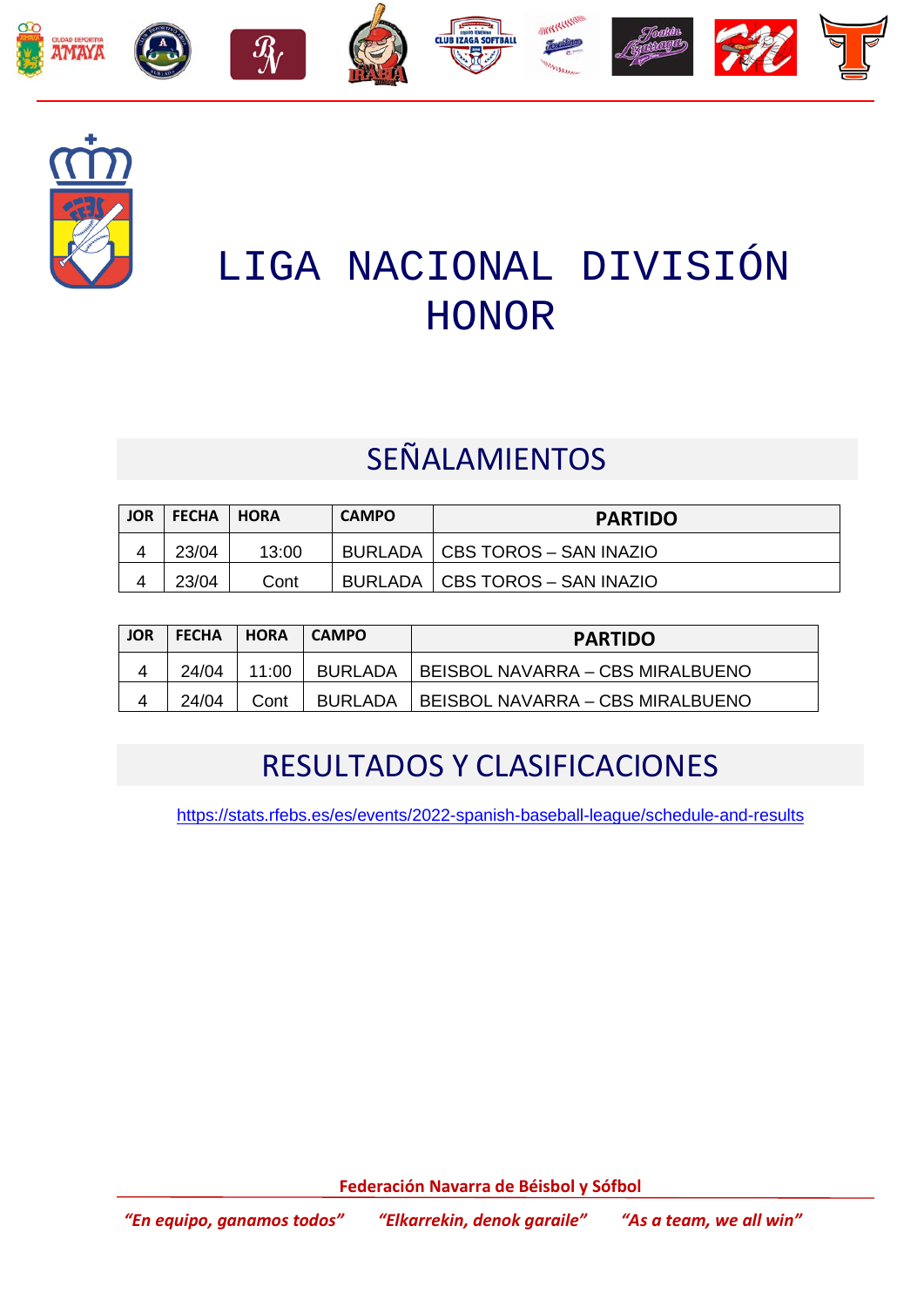# LIGA NACIONAL DIVISIÓN HONOR

## SEÑALAMIENTOS

| JOR | FECHA | HORA | CAMPO | PARTIDO |
|---|---|---|---|---|
| 4 | 23/04 | 13:00 | BURLADA | CBS TOROS – SAN INAZIO |
| 4 | 23/04 | Cont | BURLADA | CBS TOROS – SAN INAZIO |

| JOR | FECHA | HORA | CAMPO | PARTIDO |
|---|---|---|---|---|
| 4 | 24/04 | 11:00 | BURLADA | BEISBOL NAVARRA – CBS MIRALBUENO |
| 4 | 24/04 | Cont | BURLADA | BEISBOL NAVARRA – CBS MIRALBUENO |

## RESULTADOS Y CLASIFICACIONES

https://stats.rfebs.es/es/events/2022-spanish-baseball-league/schedule-and-results

**Federación Navarra de Béisbol y Sófbol**

***"En equipo, ganamos todos"*** ***"Elkarrekin, denok garaile"*** ***"As a team, we all win"***